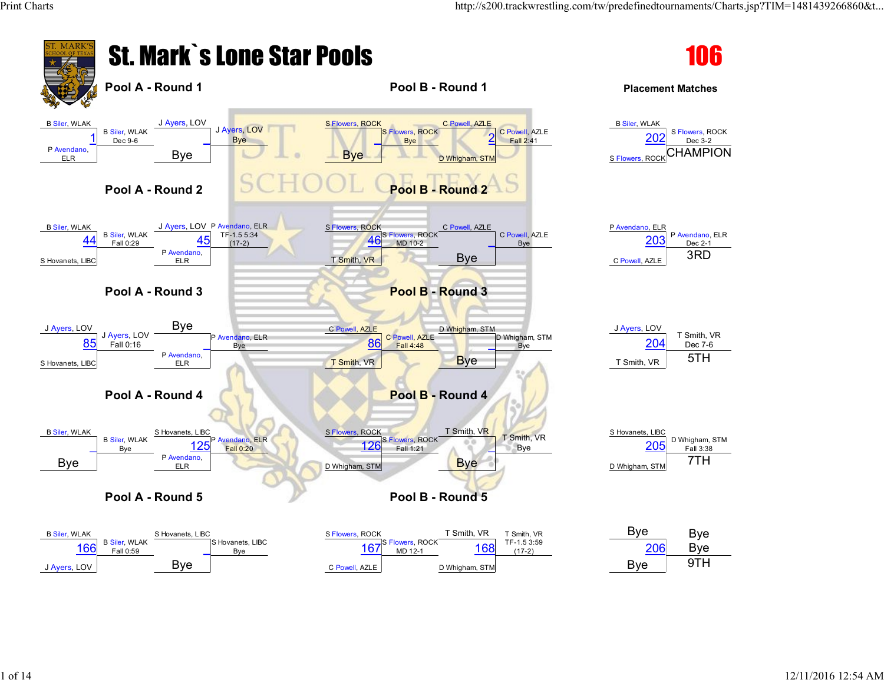# St. Mark`s Lone Star Pools

## 106

### Pool A - Round 1

| Bout | Wrestler 1 | Wrestler 2 | Winner | Result |
|---|---|---|---|---|
| 1 | B Siler, WLAK | P Avendano, ELR | B Siler, WLAK | Dec 9-6 |
| _ | J Ayers, LOV | Bye | J Ayers, LOV | Bye |

### Pool A - Round 2

| Bout | Wrestler 1 | Wrestler 2 | Winner | Result |
|---|---|---|---|---|
| 44 | B Siler, WLAK | S Hovanets, LIBC | B Siler, WLAK | Fall 0:29 |
| 45 | J Ayers, LOV | P Avendano, ELR | P Avendano, ELR | TF-1.5 5:34 (17-2) |

### Pool A - Round 3

| Bout | Wrestler 1 | Wrestler 2 | Winner | Result |
|---|---|---|---|---|
| 85 | J Ayers, LOV | S Hovanets, LIBC | J Ayers, LOV | Fall 0:16 |
| _ | Bye | P Avendano, ELR | P Avendano, ELR | Bye |

### Pool A - Round 4

| Bout | Wrestler 1 | Wrestler 2 | Winner | Result |
|---|---|---|---|---|
| _ | B Siler, WLAK | Bye | B Siler, WLAK | Bye |
| 125 | S Hovanets, LIBC | P Avendano, ELR | P Avendano, ELR | Fall 0:20 |

### Pool A - Round 5

| Bout | Wrestler 1 | Wrestler 2 | Winner | Result |
|---|---|---|---|---|
| 166 | B Siler, WLAK | J Ayers, LOV | B Siler, WLAK | Fall 0:59 |
| _ | S Hovanets, LIBC | Bye | S Hovanets, LIBC | Bye |

### Pool B - Round 1

| Bout | Wrestler 1 | Wrestler 2 | Winner | Result |
|---|---|---|---|---|
| _ | S Flowers, ROCK | Bye | S Flowers, ROCK | Bye |
| 2 | C Powell, AZLE | D Whigham, STM | C Powell, AZLE | Fall 2:41 |

### Pool B - Round 2

| Bout | Wrestler 1 | Wrestler 2 | Winner | Result |
|---|---|---|---|---|
| 46 | S Flowers, ROCK | T Smith, VR | S Flowers, ROCK | MD 10-2 |
| _ | C Powell, AZLE | Bye | C Powell, AZLE | Bye |

### Pool B - Round 3

| Bout | Wrestler 1 | Wrestler 2 | Winner | Result |
|---|---|---|---|---|
| 86 | C Powell, AZLE | T Smith, VR | C Powell, AZLE | Fall 4:48 |
| _ | D Whigham, STM | Bye | D Whigham, STM | Bye |

### Pool B - Round 4

| Bout | Wrestler 1 | Wrestler 2 | Winner | Result |
|---|---|---|---|---|
| 126 | S Flowers, ROCK | D Whigham, STM | S Flowers, ROCK | Fall 1:21 |
| _ | T Smith, VR | Bye | T Smith, VR | Bye |

### Pool B - Round 5

| Bout | Wrestler 1 | Wrestler 2 | Winner | Result |
|---|---|---|---|---|
| 167 | S Flowers, ROCK | C Powell, AZLE | S Flowers, ROCK | MD 12-1 |
| 168 | T Smith, VR | D Whigham, STM | T Smith, VR | TF-1.5 3:59 (17-2) |

### Placement Matches

| Bout | Wrestler 1 | Wrestler 2 | Winner | Result | Place |
|---|---|---|---|---|---|
| 202 | B Siler, WLAK | S Flowers, ROCK | S Flowers, ROCK | Dec 3-2 | CHAMPION |
| 203 | P Avendano, ELR | C Powell, AZLE | P Avendano, ELR | Dec 2-1 | 3RD |
| 204 | J Ayers, LOV | T Smith, VR | T Smith, VR | Dec 7-6 | 5TH |
| 205 | S Hovanets, LIBC | D Whigham, STM | D Whigham, STM | Fall 3:38 | 7TH |
| 206 | Bye | Bye | Bye | Bye | 9TH |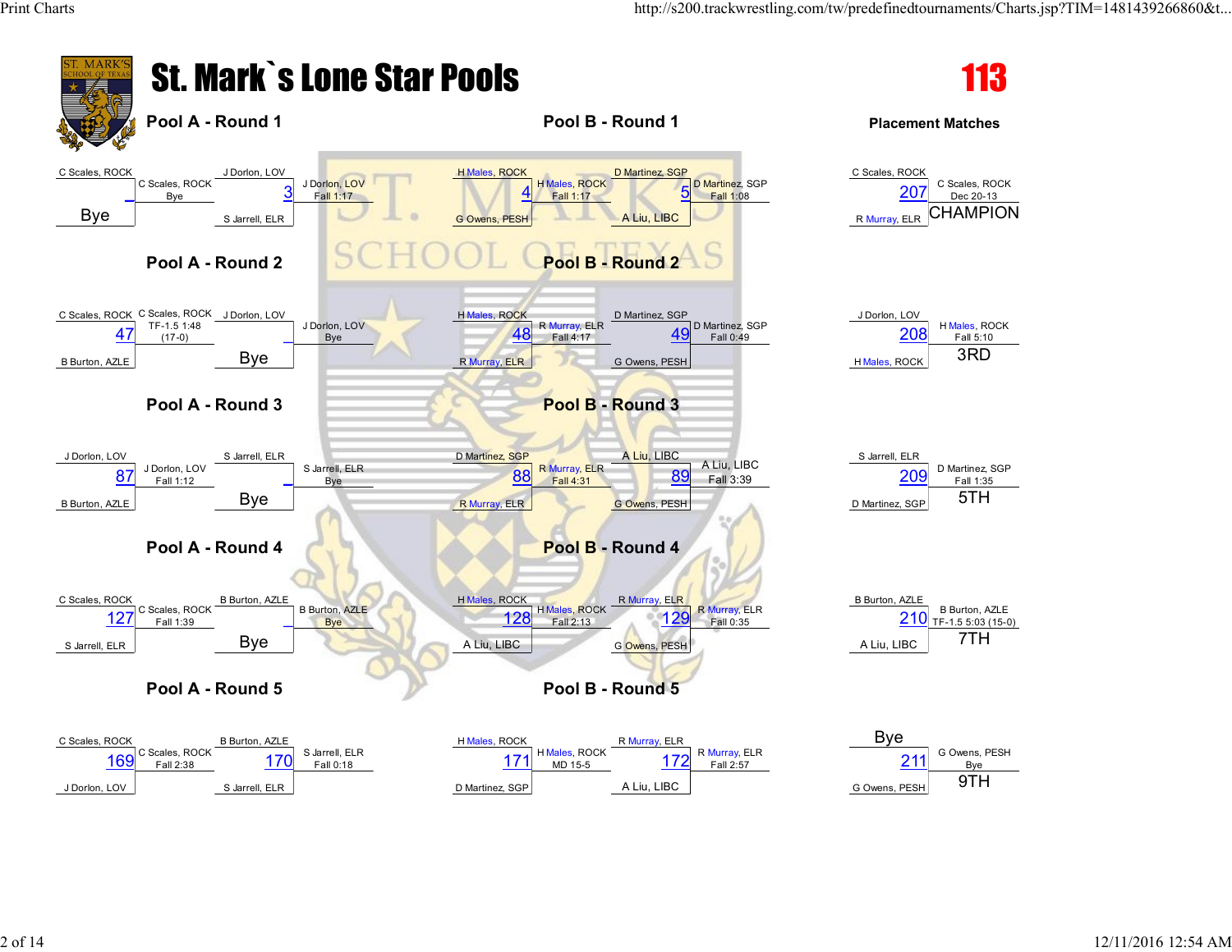# St. Mark`s Lone Star Pools

**113**

## Pool A - Round 1

| Match | Wrestler 1 | Wrestler 2 | Winner | Result |
|---|---|---|---|---|
| _ | C Scales, ROCK | Bye | C Scales, ROCK | Bye |
| 3 | J Dorlon, LOV | S Jarrell, ELR | J Dorlon, LOV | Fall 1:17 |

## Pool A - Round 2

| Match | Wrestler 1 | Wrestler 2 | Winner | Result |
|---|---|---|---|---|
| 47 | C Scales, ROCK | B Burton, AZLE | C Scales, ROCK | TF-1.5 1:48 (17-0) |
| _ | J Dorlon, LOV | Bye | J Dorlon, LOV | Bye |

## Pool A - Round 3

| Match | Wrestler 1 | Wrestler 2 | Winner | Result |
|---|---|---|---|---|
| 87 | J Dorlon, LOV | B Burton, AZLE | J Dorlon, LOV | Fall 1:12 |
| _ | S Jarrell, ELR | Bye | S Jarrell, ELR | Bye |

## Pool A - Round 4

| Match | Wrestler 1 | Wrestler 2 | Winner | Result |
|---|---|---|---|---|
| 127 | C Scales, ROCK | S Jarrell, ELR | C Scales, ROCK | Fall 1:39 |
| _ | B Burton, AZLE | Bye | B Burton, AZLE | Bye |

## Pool A - Round 5

| Match | Wrestler 1 | Wrestler 2 | Winner | Result |
|---|---|---|---|---|
| 169 | C Scales, ROCK | J Dorlon, LOV | C Scales, ROCK | Fall 2:38 |
| 170 | B Burton, AZLE | S Jarrell, ELR | S Jarrell, ELR | Fall 0:18 |

## Pool B - Round 1

| Match | Wrestler 1 | Wrestler 2 | Winner | Result |
|---|---|---|---|---|
| 4 | H Males, ROCK | G Owens, PESH | H Males, ROCK | Fall 1:17 |
| 5 | D Martinez, SGP | A Liu, LIBC | D Martinez, SGP | Fall 1:08 |

## Pool B - Round 2

| Match | Wrestler 1 | Wrestler 2 | Winner | Result |
|---|---|---|---|---|
| 48 | H Males, ROCK | R Murray, ELR | R Murray, ELR | Fall 4:17 |
| 49 | D Martinez, SGP | G Owens, PESH | D Martinez, SGP | Fall 0:49 |

## Pool B - Round 3

| Match | Wrestler 1 | Wrestler 2 | Winner | Result |
|---|---|---|---|---|
| 88 | D Martinez, SGP | R Murray, ELR | R Murray, ELR | Fall 4:31 |
| 89 | A Liu, LIBC | G Owens, PESH | A Liu, LIBC | Fall 3:39 |

## Pool B - Round 4

| Match | Wrestler 1 | Wrestler 2 | Winner | Result |
|---|---|---|---|---|
| 128 | H Males, ROCK | A Liu, LIBC | H Males, ROCK | Fall 2:13 |
| 129 | R Murray, ELR | G Owens, PESH | R Murray, ELR | Fall 0:35 |

## Pool B - Round 5

| Match | Wrestler 1 | Wrestler 2 | Winner | Result |
|---|---|---|---|---|
| 171 | H Males, ROCK | D Martinez, SGP | H Males, ROCK | MD 15-5 |
| 172 | R Murray, ELR | A Liu, LIBC | R Murray, ELR | Fall 2:57 |

## Placement Matches

| Match | Wrestler 1 | Wrestler 2 | Winner | Result | Place |
|---|---|---|---|---|---|
| 207 | C Scales, ROCK | R Murray, ELR | C Scales, ROCK | Dec 20-13 | CHAMPION |
| 208 | J Dorlon, LOV | H Males, ROCK | H Males, ROCK | Fall 5:10 | 3RD |
| 209 | S Jarrell, ELR | D Martinez, SGP | D Martinez, SGP | Fall 1:35 | 5TH |
| 210 | B Burton, AZLE | A Liu, LIBC | B Burton, AZLE | TF-1.5 5:03 (15-0) | 7TH |
| 211 | Bye | G Owens, PESH | G Owens, PESH | Bye | 9TH |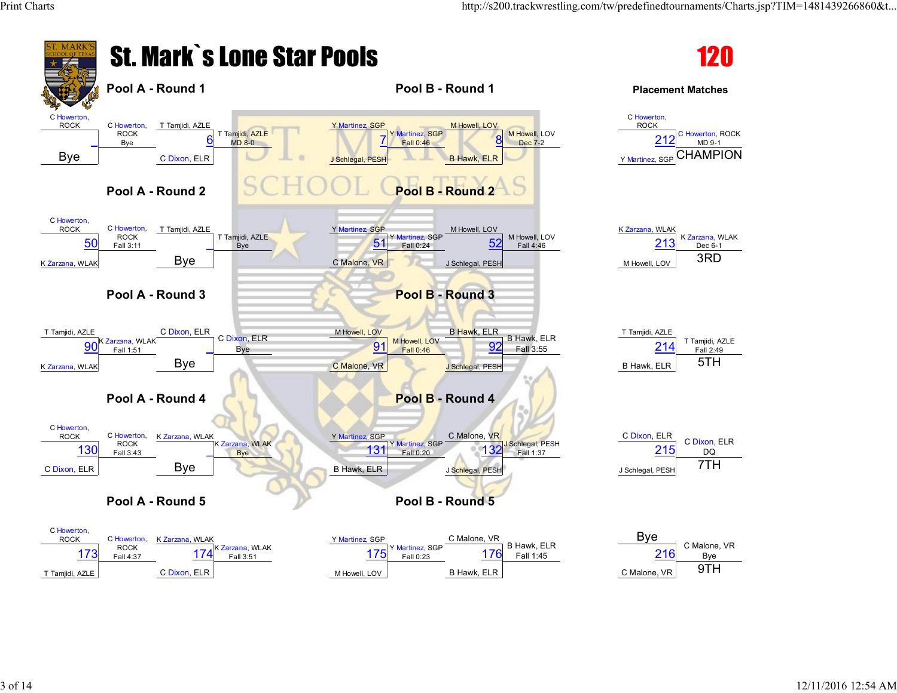# St. Mark`s Lone Star Pools

## 120

### Pool A - Round 1

| Wrestler 1 | Match | Result | Wrestler 2 | Match | Result |
|---|---|---|---|---|---|
| C Howerton, ROCK vs Bye | _ | C Howerton, ROCK Bye | T Tamjidi, AZLE vs C Dixon, ELR | 6 | T Tamjidi, AZLE MD 8-0 |

### Pool A - Round 2

| Wrestler 1 | Match | Result | Wrestler 2 | Match | Result |
|---|---|---|---|---|---|
| C Howerton, ROCK vs K Zarzana, WLAK | 50 | C Howerton, ROCK Fall 3:11 | T Tamjidi, AZLE vs Bye | _ | T Tamjidi, AZLE Bye |

### Pool A - Round 3

| Wrestler 1 | Match | Result | Wrestler 2 | Match | Result |
|---|---|---|---|---|---|
| T Tamjidi, AZLE vs K Zarzana, WLAK | 90 | K Zarzana, WLAK Fall 1:51 | C Dixon, ELR vs Bye | _ | C Dixon, ELR Bye |

### Pool A - Round 4

| Wrestler 1 | Match | Result | Wrestler 2 | Match | Result |
|---|---|---|---|---|---|
| C Howerton, ROCK vs C Dixon, ELR | 130 | C Howerton, ROCK Fall 3:43 | K Zarzana, WLAK vs Bye | _ | K Zarzana, WLAK Bye |

### Pool A - Round 5

| Wrestler 1 | Match | Result | Wrestler 2 | Match | Result |
|---|---|---|---|---|---|
| C Howerton, ROCK vs T Tamjidi, AZLE | 173 | C Howerton, ROCK Fall 4:37 | K Zarzana, WLAK vs C Dixon, ELR | 174 | K Zarzana, WLAK Fall 3:51 |

### Pool B - Round 1

| Wrestler 1 | Match | Result | Wrestler 2 | Match | Result |
|---|---|---|---|---|---|
| Y Martinez, SGP vs J Schlegal, PESH | 7 | Y Martinez, SGP Fall 0:46 | M Howell, LOV vs B Hawk, ELR | 8 | M Howell, LOV Dec 7-2 |

### Pool B - Round 2

| Wrestler 1 | Match | Result | Wrestler 2 | Match | Result |
|---|---|---|---|---|---|
| Y Martinez, SGP vs C Malone, VR | 51 | Y Martinez, SGP Fall 0:24 | M Howell, LOV vs J Schlegal, PESH | 52 | M Howell, LOV Fall 4:46 |

### Pool B - Round 3

| Wrestler 1 | Match | Result | Wrestler 2 | Match | Result |
|---|---|---|---|---|---|
| M Howell, LOV vs C Malone, VR | 91 | M Howell, LOV Fall 0:46 | B Hawk, ELR vs J Schlegal, PESH | 92 | B Hawk, ELR Fall 3:55 |

### Pool B - Round 4

| Wrestler 1 | Match | Result | Wrestler 2 | Match | Result |
|---|---|---|---|---|---|
| Y Martinez, SGP vs B Hawk, ELR | 131 | Y Martinez, SGP Fall 0:20 | C Malone, VR vs J Schlegal, PESH | 132 | J Schlegal, PESH Fall 1:37 |

### Pool B - Round 5

| Wrestler 1 | Match | Result | Wrestler 2 | Match | Result |
|---|---|---|---|---|---|
| Y Martinez, SGP vs M Howell, LOV | 175 | Y Martinez, SGP Fall 0:23 | C Malone, VR vs B Hawk, ELR | 176 | B Hawk, ELR Fall 1:45 |

### Placement Matches

| Wrestlers | Match | Winner | Result | Place |
|---|---|---|---|---|
| C Howerton, ROCK vs Y Martinez, SGP | 212 | C Howerton, ROCK | MD 9-1 | CHAMPION |
| K Zarzana, WLAK vs M Howell, LOV | 213 | K Zarzana, WLAK | Dec 6-1 | 3RD |
| T Tamjidi, AZLE vs B Hawk, ELR | 214 | T Tamjidi, AZLE | Fall 2:49 | 5TH |
| C Dixon, ELR vs J Schlegal, PESH | 215 | C Dixon, ELR | DQ | 7TH |
| Bye vs C Malone, VR | 216 | C Malone, VR | Bye | 9TH |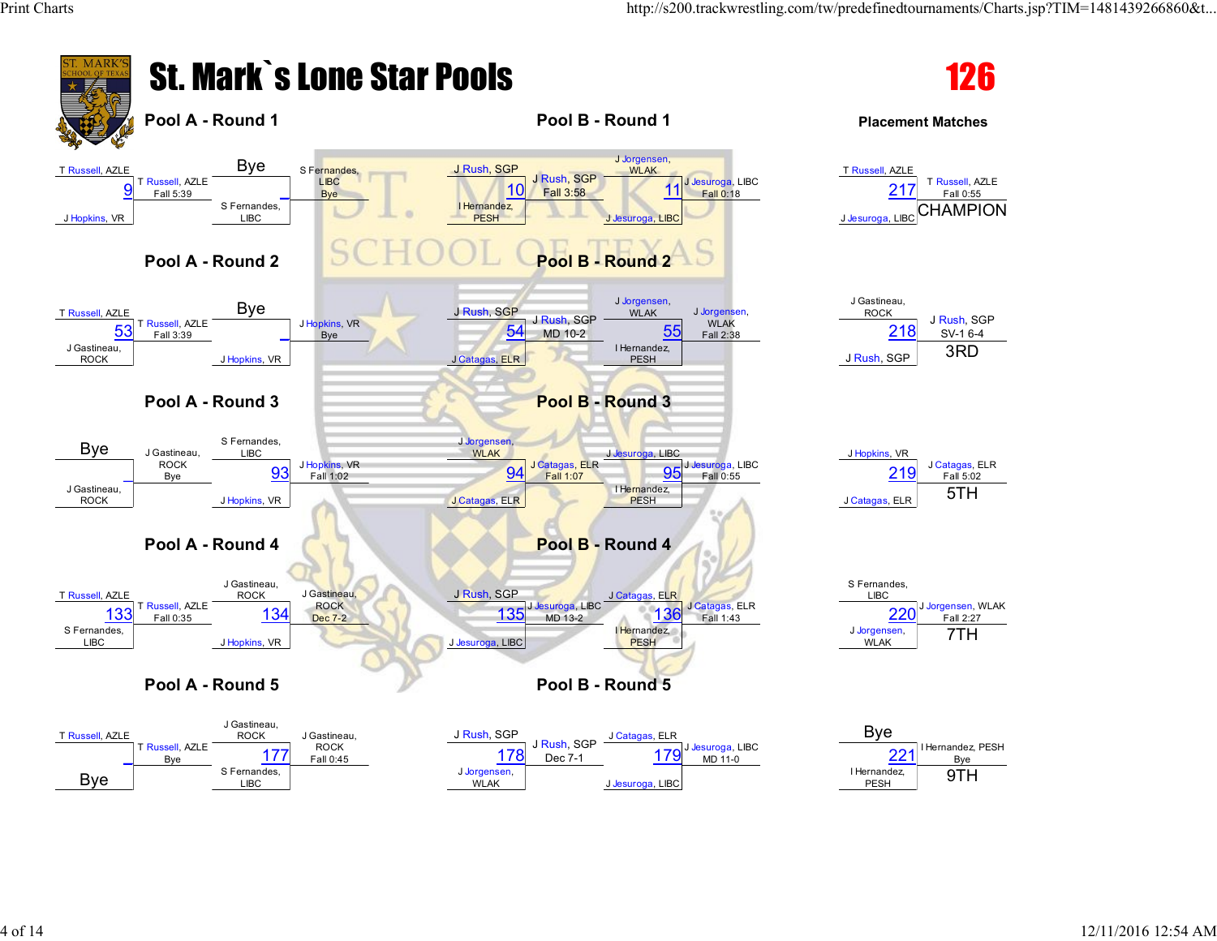# St. Mark`s Lone Star Pools

## 126

### Pool A - Round 1

| Match | Wrestler 1 | Wrestler 2 | Winner | Result |
|---|---|---|---|---|
| 9 | T Russell, AZLE | J Hopkins, VR | T Russell, AZLE | Fall 5:39 |
| _ | Bye | S Fernandes, LIBC | S Fernandes, LIBC | Bye |

### Pool B - Round 1

| Match | Wrestler 1 | Wrestler 2 | Winner | Result |
|---|---|---|---|---|
| 10 | J Rush, SGP | I Hernandez, PESH | J Rush, SGP | Fall 3:58 |
| 11 | J Jorgensen, WLAK | J Jesuroga, LIBC | J Jesuroga, LIBC | Fall 0:18 |

### Pool A - Round 2

| Match | Wrestler 1 | Wrestler 2 | Winner | Result |
|---|---|---|---|---|
| 53 | T Russell, AZLE | J Gastineau, ROCK | T Russell, AZLE | Fall 3:39 |
| _ | Bye | J Hopkins, VR | J Hopkins, VR | Bye |

### Pool B - Round 2

| Match | Wrestler 1 | Wrestler 2 | Winner | Result |
|---|---|---|---|---|
| 54 | J Rush, SGP | J Catagas, ELR | J Rush, SGP | MD 10-2 |
| 55 | J Jorgensen, WLAK | I Hernandez, PESH | J Jorgensen, WLAK | Fall 2:38 |

### Pool A - Round 3

| Match | Wrestler 1 | Wrestler 2 | Winner | Result |
|---|---|---|---|---|
| _ | Bye | J Gastineau, ROCK | J Gastineau, ROCK | Bye |
| 93 | S Fernandes, LIBC | J Hopkins, VR | J Hopkins, VR | Fall 1:02 |

### Pool B - Round 3

| Match | Wrestler 1 | Wrestler 2 | Winner | Result |
|---|---|---|---|---|
| 94 | J Jorgensen, WLAK | J Catagas, ELR | J Catagas, ELR | Fall 1:07 |
| 95 | J Jesuroga, LIBC | I Hernandez, PESH | J Jesuroga, LIBC | Fall 0:55 |

### Pool A - Round 4

| Match | Wrestler 1 | Wrestler 2 | Winner | Result |
|---|---|---|---|---|
| 133 | T Russell, AZLE | S Fernandes, LIBC | T Russell, AZLE | Fall 0:35 |
| 134 | J Gastineau, ROCK | J Hopkins, VR | J Gastineau, ROCK | Dec 7-2 |

### Pool B - Round 4

| Match | Wrestler 1 | Wrestler 2 | Winner | Result |
|---|---|---|---|---|
| 135 | J Rush, SGP | J Jesuroga, LIBC | J Jesuroga, LIBC | MD 13-2 |
| 136 | J Catagas, ELR | I Hernandez, PESH | J Catagas, ELR | Fall 1:43 |

### Pool A - Round 5

| Match | Wrestler 1 | Wrestler 2 | Winner | Result |
|---|---|---|---|---|
| _ | T Russell, AZLE | Bye | T Russell, AZLE | Bye |
| 177 | J Gastineau, ROCK | S Fernandes, LIBC | J Gastineau, ROCK | Fall 0:45 |

### Pool B - Round 5

| Match | Wrestler 1 | Wrestler 2 | Winner | Result |
|---|---|---|---|---|
| 178 | J Rush, SGP | J Jorgensen, WLAK | J Rush, SGP | Dec 7-1 |
| 179 | J Catagas, ELR | J Jesuroga, LIBC | J Jesuroga, LIBC | MD 11-0 |

### Placement Matches

| Match | Wrestler 1 | Wrestler 2 | Winner | Result | Place |
|---|---|---|---|---|---|
| 217 | T Russell, AZLE | J Jesuroga, LIBC | T Russell, AZLE | Fall 0:55 | CHAMPION |
| 218 | J Gastineau, ROCK | J Rush, SGP | J Rush, SGP | SV-1 6-4 | 3RD |
| 219 | J Hopkins, VR | J Catagas, ELR | J Catagas, ELR | Fall 5:02 | 5TH |
| 220 | S Fernandes, LIBC | J Jorgensen, WLAK | J Jorgensen, WLAK | Fall 2:27 | 7TH |
| 221 | Bye | I Hernandez, PESH | I Hernandez, PESH | Bye | 9TH |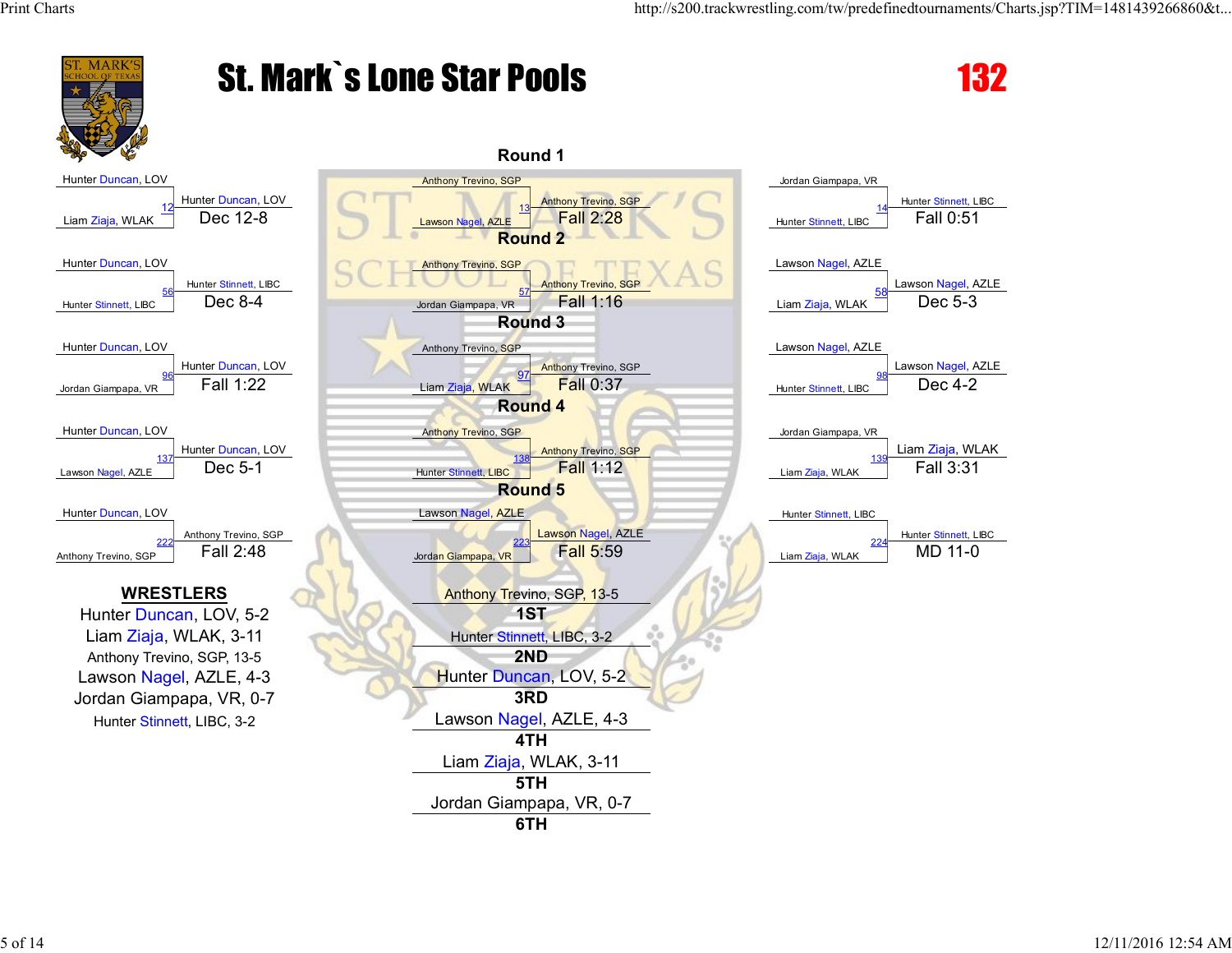# St. Mark`s Lone Star Pools

**132**

## Round 1

| Bout | Wrestler 1 | Wrestler 2 | Winner | Result |
|---|---|---|---|---|
| 12 | Hunter Duncan, LOV | Liam Ziaja, WLAK | Hunter Duncan, LOV | Dec 12-8 |
| 13 | Anthony Trevino, SGP | Lawson Nagel, AZLE | Anthony Trevino, SGP | Fall 2:28 |
| 14 | Jordan Giampapa, VR | Hunter Stinnett, LIBC | Hunter Stinnett, LIBC | Fall 0:51 |

## Round 2

| Bout | Wrestler 1 | Wrestler 2 | Winner | Result |
|---|---|---|---|---|
| 56 | Hunter Duncan, LOV | Hunter Stinnett, LIBC | Hunter Stinnett, LIBC | Dec 8-4 |
| 57 | Anthony Trevino, SGP | Jordan Giampapa, VR | Anthony Trevino, SGP | Fall 1:16 |
| 58 | Lawson Nagel, AZLE | Liam Ziaja, WLAK | Lawson Nagel, AZLE | Dec 5-3 |

## Round 3

| Bout | Wrestler 1 | Wrestler 2 | Winner | Result |
|---|---|---|---|---|
| 96 | Hunter Duncan, LOV | Jordan Giampapa, VR | Hunter Duncan, LOV | Fall 1:22 |
| 97 | Anthony Trevino, SGP | Liam Ziaja, WLAK | Anthony Trevino, SGP | Fall 0:37 |
| 98 | Lawson Nagel, AZLE | Hunter Stinnett, LIBC | Lawson Nagel, AZLE | Dec 4-2 |

## Round 4

| Bout | Wrestler 1 | Wrestler 2 | Winner | Result |
|---|---|---|---|---|
| 137 | Hunter Duncan, LOV | Lawson Nagel, AZLE | Hunter Duncan, LOV | Dec 5-1 |
| 138 | Anthony Trevino, SGP | Hunter Stinnett, LIBC | Anthony Trevino, SGP | Fall 1:12 |
| 139 | Jordan Giampapa, VR | Liam Ziaja, WLAK | Liam Ziaja, WLAK | Fall 3:31 |

## Round 5

| Bout | Wrestler 1 | Wrestler 2 | Winner | Result |
|---|---|---|---|---|
| 222 | Hunter Duncan, LOV | Anthony Trevino, SGP | Anthony Trevino, SGP | Fall 2:48 |
| 223 | Lawson Nagel, AZLE | Jordan Giampapa, VR | Lawson Nagel, AZLE | Fall 5:59 |
| 224 | Hunter Stinnett, LIBC | Liam Ziaja, WLAK | Hunter Stinnett, LIBC | MD 11-0 |

## WRESTLERS

- Hunter Duncan, LOV, 5-2
- Liam Ziaja, WLAK, 3-11
- Anthony Trevino, SGP, 13-5
- Lawson Nagel, AZLE, 4-3
- Jordan Giampapa, VR, 0-7
- Hunter Stinnett, LIBC, 3-2

## Placements

- **1ST**: Anthony Trevino, SGP, 13-5
- **2ND**: Hunter Stinnett, LIBC, 3-2
- **3RD**: Hunter Duncan, LOV, 5-2
- **4TH**: Lawson Nagel, AZLE, 4-3
- **5TH**: Liam Ziaja, WLAK, 3-11
- **6TH**: Jordan Giampapa, VR, 0-7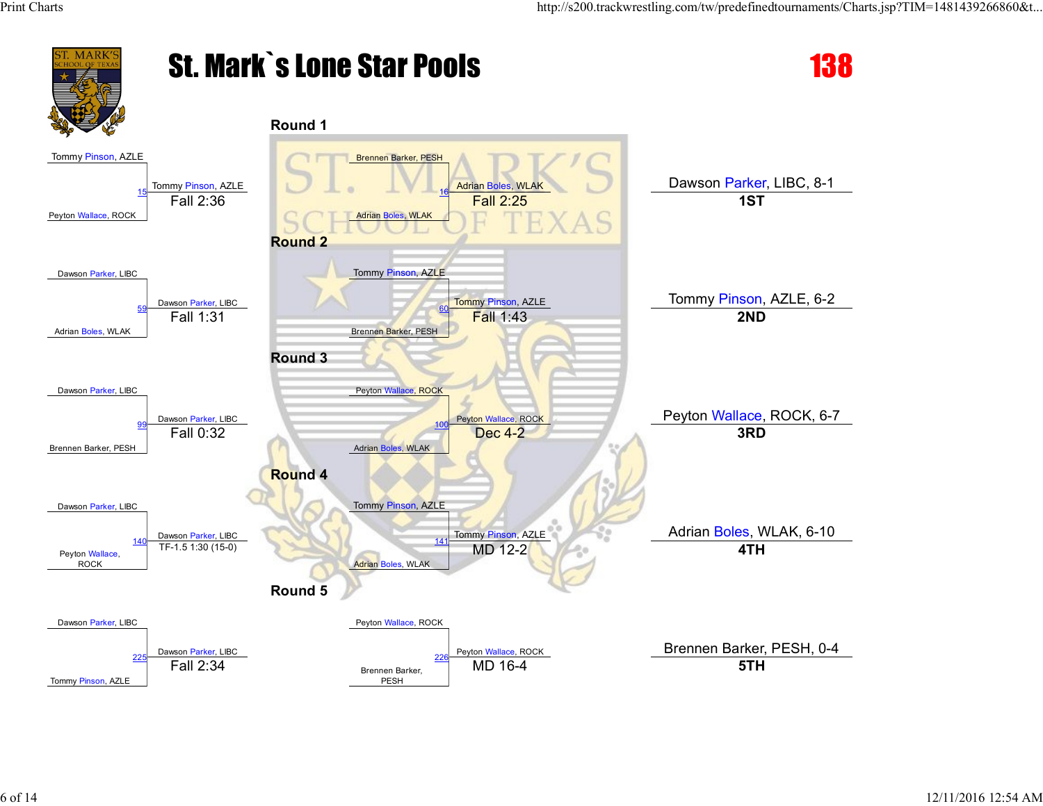# St. Mark`s Lone Star Pools

## 138

### Round 1

| Bout | Wrestler 1 | Wrestler 2 | Winner | Result |
|---|---|---|---|---|
| 15 | Tommy Pinson, AZLE | Peyton Wallace, ROCK | Tommy Pinson, AZLE | Fall 2:36 |
| 16 | Brennen Barker, PESH | Adrian Boles, WLAK | Adrian Boles, WLAK | Fall 2:25 |

### Round 2

| Bout | Wrestler 1 | Wrestler 2 | Winner | Result |
|---|---|---|---|---|
| 59 | Dawson Parker, LIBC | Adrian Boles, WLAK | Dawson Parker, LIBC | Fall 1:31 |
| 60 | Tommy Pinson, AZLE | Brennen Barker, PESH | Tommy Pinson, AZLE | Fall 1:43 |

### Round 3

| Bout | Wrestler 1 | Wrestler 2 | Winner | Result |
|---|---|---|---|---|
| 99 | Dawson Parker, LIBC | Brennen Barker, PESH | Dawson Parker, LIBC | Fall 0:32 |
| 100 | Peyton Wallace, ROCK | Adrian Boles, WLAK | Peyton Wallace, ROCK | Dec 4-2 |

### Round 4

| Bout | Wrestler 1 | Wrestler 2 | Winner | Result |
|---|---|---|---|---|
| 140 | Dawson Parker, LIBC | Peyton Wallace, ROCK | Dawson Parker, LIBC | TF-1.5 1:30 (15-0) |
| 141 | Tommy Pinson, AZLE | Adrian Boles, WLAK | Tommy Pinson, AZLE | MD 12-2 |

### Round 5

| Bout | Wrestler 1 | Wrestler 2 | Winner | Result |
|---|---|---|---|---|
| 225 | Dawson Parker, LIBC | Tommy Pinson, AZLE | Dawson Parker, LIBC | Fall 2:34 |
| 226 | Peyton Wallace, ROCK | Brennen Barker, PESH | Peyton Wallace, ROCK | MD 16-4 |

### Placings

| Place | Wrestler |
|---|---|
| 1ST | Dawson Parker, LIBC, 8-1 |
| 2ND | Tommy Pinson, AZLE, 6-2 |
| 3RD | Peyton Wallace, ROCK, 6-7 |
| 4TH | Adrian Boles, WLAK, 6-10 |
| 5TH | Brennen Barker, PESH, 0-4 |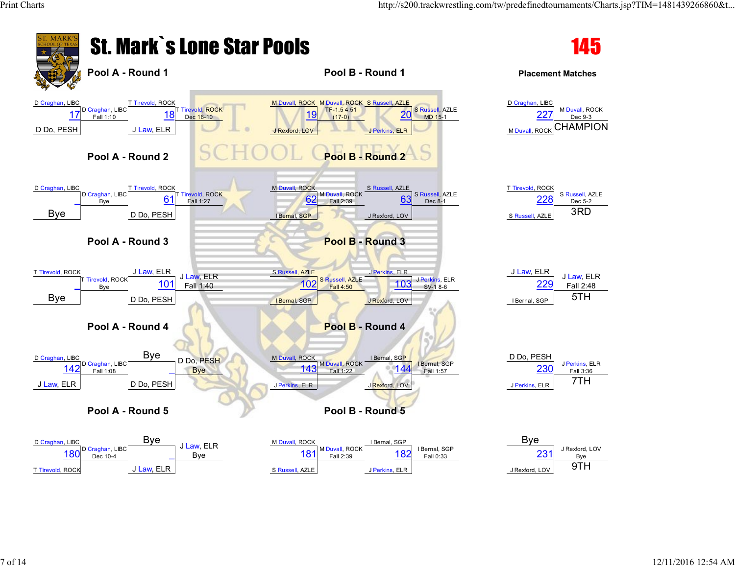# St. Mark`s Lone Star Pools

## 145

### Pool A - Round 1

| Bout | Wrestler 1 | Wrestler 2 | Winner | Result |
|---|---|---|---|---|
| 17 | D Craghan, LIBC | D Do, PESH | D Craghan, LIBC | Fall 1:10 |
| 18 | T Tirevold, ROCK | J Law, ELR | T Tirevold, ROCK | Dec 16-10 |

### Pool A - Round 2

| Bout | Wrestler 1 | Wrestler 2 | Winner | Result |
|---|---|---|---|---|
| | D Craghan, LIBC | Bye | D Craghan, LIBC | Bye |
| 61 | T Tirevold, ROCK | D Do, PESH | T Tirevold, ROCK | Fall 1:27 |

### Pool A - Round 3

| Bout | Wrestler 1 | Wrestler 2 | Winner | Result |
|---|---|---|---|---|
| | T Tirevold, ROCK | Bye | T Tirevold, ROCK | Bye |
| 101 | J Law, ELR | D Do, PESH | J Law, ELR | Fall 1:40 |

### Pool A - Round 4

| Bout | Wrestler 1 | Wrestler 2 | Winner | Result |
|---|---|---|---|---|
| 142 | D Craghan, LIBC | J Law, ELR | D Craghan, LIBC | Fall 1:08 |
| | Bye | D Do, PESH | D Do, PESH | Bye |

### Pool A - Round 5

| Bout | Wrestler 1 | Wrestler 2 | Winner | Result |
|---|---|---|---|---|
| 180 | D Craghan, LIBC | T Tirevold, ROCK | D Craghan, LIBC | Dec 10-4 |
| | Bye | J Law, ELR | J Law, ELR | Bye |

### Pool B - Round 1

| Bout | Wrestler 1 | Wrestler 2 | Winner | Result |
|---|---|---|---|---|
| 19 | M Duvall, ROCK | J Rexford, LOV | M Duvall, ROCK | TF-1.5 4:51 (17-0) |
| 20 | S Russell, AZLE | J Perkins, ELR | S Russell, AZLE | MD 15-1 |

### Pool B - Round 2

| Bout | Wrestler 1 | Wrestler 2 | Winner | Result |
|---|---|---|---|---|
| 62 | M Duvall, ROCK | I Bernal, SGP | M Duvall, ROCK | Fall 2:39 |
| 63 | S Russell, AZLE | J Rexford, LOV | S Russell, AZLE | Dec 8-1 |

### Pool B - Round 3

| Bout | Wrestler 1 | Wrestler 2 | Winner | Result |
|---|---|---|---|---|
| 102 | S Russell, AZLE | I Bernal, SGP | S Russell, AZLE | Fall 4:50 |
| 103 | J Perkins, ELR | J Rexford, LOV | J Perkins, ELR | SV-1 8-6 |

### Pool B - Round 4

| Bout | Wrestler 1 | Wrestler 2 | Winner | Result |
|---|---|---|---|---|
| 143 | M Duvall, ROCK | J Perkins, ELR | M Duvall, ROCK | Fall 1:22 |
| 144 | I Bernal, SGP | J Rexford, LOV | I Bernal, SGP | Fall 1:57 |

### Pool B - Round 5

| Bout | Wrestler 1 | Wrestler 2 | Winner | Result |
|---|---|---|---|---|
| 181 | M Duvall, ROCK | S Russell, AZLE | M Duvall, ROCK | Fall 2:39 |
| 182 | I Bernal, SGP | J Perkins, ELR | I Bernal, SGP | Fall 0:33 |

### Placement Matches

| Bout | Wrestler 1 | Wrestler 2 | Winner | Result | Place |
|---|---|---|---|---|---|
| 227 | D Craghan, LIBC | M Duvall, ROCK | M Duvall, ROCK | Dec 9-3 | CHAMPION |
| 228 | T Tirevold, ROCK | S Russell, AZLE | S Russell, AZLE | Dec 5-2 | 3RD |
| 229 | J Law, ELR | I Bernal, SGP | J Law, ELR | Fall 2:48 | 5TH |
| 230 | D Do, PESH | J Perkins, ELR | J Perkins, ELR | Fall 3:36 | 7TH |
| 231 | Bye | J Rexford, LOV | J Rexford, LOV | Bye | 9TH |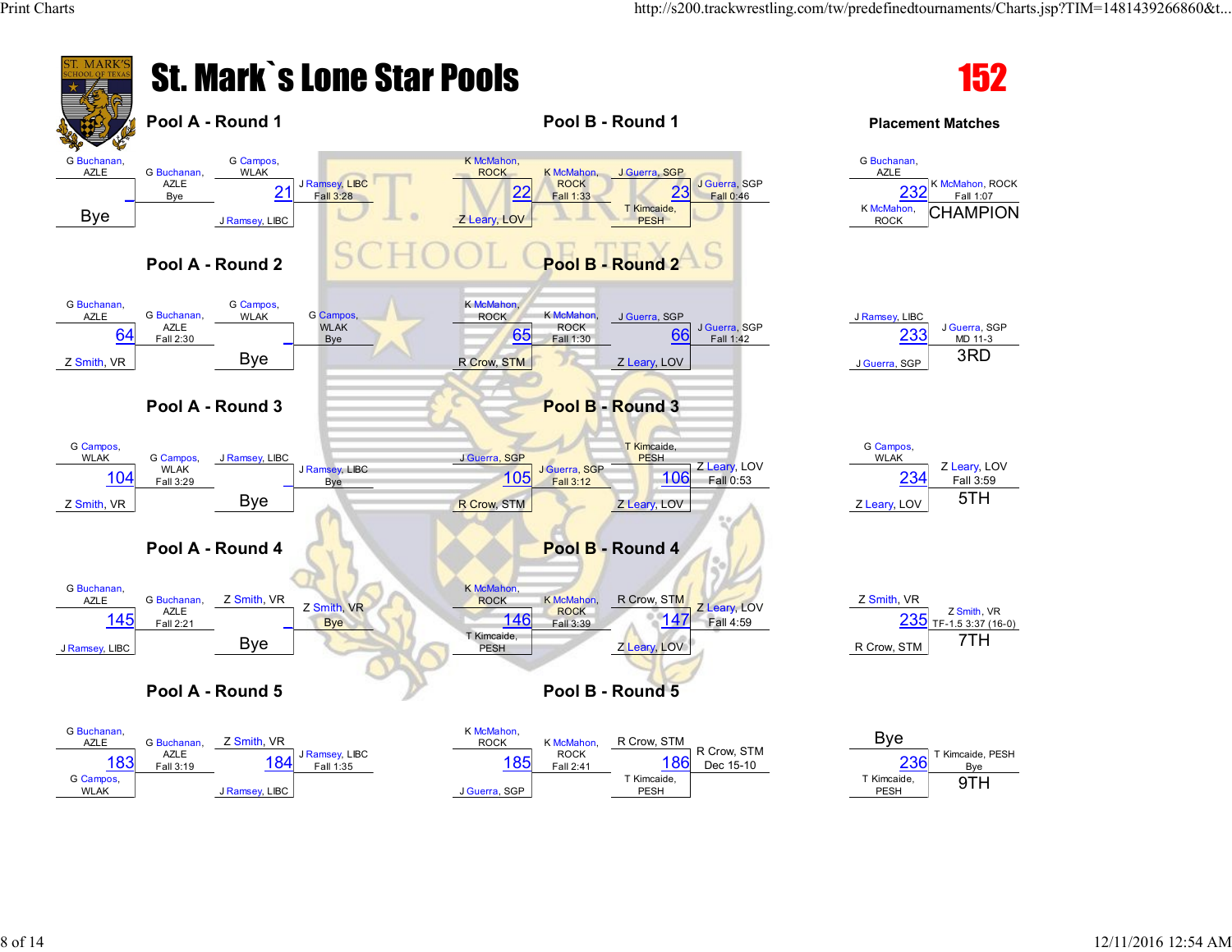# St. Mark`s Lone Star Pools

## 152

### Pool A - Round 1

| Wrestler 1 | Bout | Winner | Wrestler 2 | Bout | Winner |
|---|---|---|---|---|---|
| G Buchanan, AZLE vs Bye | | G Buchanan, AZLE (Bye) | G Campos, WLAK vs J Ramsey, LIBC | 21 | J Ramsey, LIBC (Fall 3:28) |

### Pool A - Round 2

| Wrestler 1 | Bout | Winner | Wrestler 2 | Bout | Winner |
|---|---|---|---|---|---|
| G Buchanan, AZLE vs Z Smith, VR | 64 | G Buchanan, AZLE (Fall 2:30) | G Campos, WLAK vs Bye | | G Campos, WLAK (Bye) |

### Pool A - Round 3

| Wrestler 1 | Bout | Winner | Wrestler 2 | Bout | Winner |
|---|---|---|---|---|---|
| G Campos, WLAK vs Z Smith, VR | 104 | G Campos, WLAK (Fall 3:29) | J Ramsey, LIBC vs Bye | | J Ramsey, LIBC (Bye) |

### Pool A - Round 4

| Wrestler 1 | Bout | Winner | Wrestler 2 | Bout | Winner |
|---|---|---|---|---|---|
| G Buchanan, AZLE vs J Ramsey, LIBC | 145 | G Buchanan, AZLE (Fall 2:21) | Z Smith, VR vs Bye | | Z Smith, VR (Bye) |

### Pool A - Round 5

| Wrestler 1 | Bout | Winner | Wrestler 2 | Bout | Winner |
|---|---|---|---|---|---|
| G Buchanan, AZLE vs G Campos, WLAK | 183 | G Buchanan, AZLE (Fall 3:19) | Z Smith, VR vs J Ramsey, LIBC | 184 | J Ramsey, LIBC (Fall 1:35) |

### Pool B - Round 1

| Wrestler 1 | Bout | Winner | Wrestler 2 | Bout | Winner |
|---|---|---|---|---|---|
| K McMahon, ROCK vs Z Leary, LOV | 22 | K McMahon, ROCK (Fall 1:33) | J Guerra, SGP vs T Kimcaide, PESH | 23 | J Guerra, SGP (Fall 0:46) |

### Pool B - Round 2

| Wrestler 1 | Bout | Winner | Wrestler 2 | Bout | Winner |
|---|---|---|---|---|---|
| K McMahon, ROCK vs R Crow, STM | 65 | K McMahon, ROCK (Fall 1:30) | J Guerra, SGP vs Z Leary, LOV | 66 | J Guerra, SGP (Fall 1:42) |

### Pool B - Round 3

| Wrestler 1 | Bout | Winner | Wrestler 2 | Bout | Winner |
|---|---|---|---|---|---|
| J Guerra, SGP vs R Crow, STM | 105 | J Guerra, SGP (Fall 3:12) | T Kimcaide, PESH vs Z Leary, LOV | 106 | Z Leary, LOV (Fall 0:53) |

### Pool B - Round 4

| Wrestler 1 | Bout | Winner | Wrestler 2 | Bout | Winner |
|---|---|---|---|---|---|
| K McMahon, ROCK vs T Kimcaide, PESH | 146 | K McMahon, ROCK (Fall 3:39) | R Crow, STM vs Z Leary, LOV | 147 | Z Leary, LOV (Fall 4:59) |

### Pool B - Round 5

| Wrestler 1 | Bout | Winner | Wrestler 2 | Bout | Winner |
|---|---|---|---|---|---|
| K McMahon, ROCK vs J Guerra, SGP | 185 | K McMahon, ROCK (Fall 2:41) | R Crow, STM vs T Kimcaide, PESH | 186 | R Crow, STM (Dec 15-10) |

### Placement Matches

| Wrestlers | Bout | Winner | Place |
|---|---|---|---|
| G Buchanan, AZLE vs K McMahon, ROCK | 232 | K McMahon, ROCK (Fall 1:07) | CHAMPION |
| J Ramsey, LIBC vs J Guerra, SGP | 233 | J Guerra, SGP (MD 11-3) | 3RD |
| G Campos, WLAK vs Z Leary, LOV | 234 | Z Leary, LOV (Fall 3:59) | 5TH |
| Z Smith, VR vs R Crow, STM | 235 | Z Smith, VR (TF-1.5 3:37 (16-0)) | 7TH |
| Bye vs T Kimcaide, PESH | 236 | T Kimcaide, PESH (Bye) | 9TH |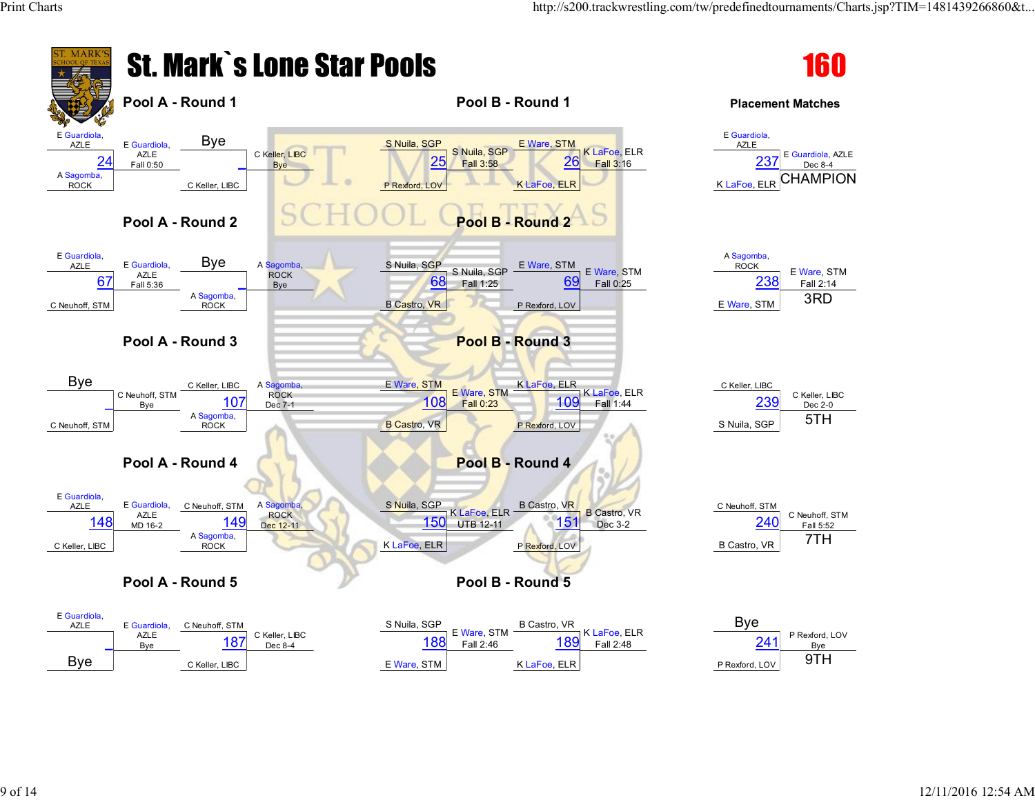# St. Mark`s Lone Star Pools

## 160

### Pool A - Round 1

| Bout | Wrestler 1 | Wrestler 2 | Winner | Result |
|---|---|---|---|---|
| 24 | E Guardiola, AZLE | A Sagomba, ROCK | E Guardiola, AZLE | Fall 0:50 |
| _ | Bye | C Keller, LIBC | C Keller, LIBC | Bye |

### Pool A - Round 2

| Bout | Wrestler 1 | Wrestler 2 | Winner | Result |
|---|---|---|---|---|
| 67 | E Guardiola, AZLE | C Neuhoff, STM | E Guardiola, AZLE | Fall 5:36 |
| _ | Bye | A Sagomba, ROCK | A Sagomba, ROCK | Bye |

### Pool A - Round 3

| Bout | Wrestler 1 | Wrestler 2 | Winner | Result |
|---|---|---|---|---|
| _ | Bye | C Neuhoff, STM | C Neuhoff, STM | Bye |
| 107 | C Keller, LIBC | A Sagomba, ROCK | A Sagomba, ROCK | Dec 7-1 |

### Pool A - Round 4

| Bout | Wrestler 1 | Wrestler 2 | Winner | Result |
|---|---|---|---|---|
| 148 | E Guardiola, AZLE | C Keller, LIBC | E Guardiola, AZLE | MD 16-2 |
| 149 | C Neuhoff, STM | A Sagomba, ROCK | A Sagomba, ROCK | Dec 12-11 |

### Pool A - Round 5

| Bout | Wrestler 1 | Wrestler 2 | Winner | Result |
|---|---|---|---|---|
| _ | E Guardiola, AZLE | Bye | E Guardiola, AZLE | Bye |
| 187 | C Neuhoff, STM | C Keller, LIBC | C Keller, LIBC | Dec 8-4 |

### Pool B - Round 1

| Bout | Wrestler 1 | Wrestler 2 | Winner | Result |
|---|---|---|---|---|
| 25 | S Nuila, SGP | P Rexford, LOV | S Nuila, SGP | Fall 3:58 |
| 26 | E Ware, STM | K LaFoe, ELR | K LaFoe, ELR | Fall 3:16 |

### Pool B - Round 2

| Bout | Wrestler 1 | Wrestler 2 | Winner | Result |
|---|---|---|---|---|
| 68 | S Nuila, SGP | B Castro, VR | S Nuila, SGP | Fall 1:25 |
| 69 | E Ware, STM | P Rexford, LOV | E Ware, STM | Fall 0:25 |

### Pool B - Round 3

| Bout | Wrestler 1 | Wrestler 2 | Winner | Result |
|---|---|---|---|---|
| 108 | E Ware, STM | B Castro, VR | E Ware, STM | Fall 0:23 |
| 109 | K LaFoe, ELR | P Rexford, LOV | K LaFoe, ELR | Fall 1:44 |

### Pool B - Round 4

| Bout | Wrestler 1 | Wrestler 2 | Winner | Result |
|---|---|---|---|---|
| 150 | S Nuila, SGP | K LaFoe, ELR | K LaFoe, ELR | UTB 12-11 |
| 151 | B Castro, VR | P Rexford, LOV | B Castro, VR | Dec 3-2 |

### Pool B - Round 5

| Bout | Wrestler 1 | Wrestler 2 | Winner | Result |
|---|---|---|---|---|
| 188 | S Nuila, SGP | E Ware, STM | E Ware, STM | Fall 2:46 |
| 189 | B Castro, VR | K LaFoe, ELR | K LaFoe, ELR | Fall 2:48 |

### Placement Matches

| Bout | Wrestler 1 | Wrestler 2 | Winner | Result | Place |
|---|---|---|---|---|---|
| 237 | E Guardiola, AZLE | K LaFoe, ELR | E Guardiola, AZLE | Dec 8-4 | CHAMPION |
| 238 | A Sagomba, ROCK | E Ware, STM | E Ware, STM | Fall 2:14 | 3RD |
| 239 | C Keller, LIBC | S Nuila, SGP | C Keller, LIBC | Dec 2-0 | 5TH |
| 240 | C Neuhoff, STM | B Castro, VR | C Neuhoff, STM | Fall 5:52 | 7TH |
| 241 | Bye | P Rexford, LOV | P Rexford, LOV | Bye | 9TH |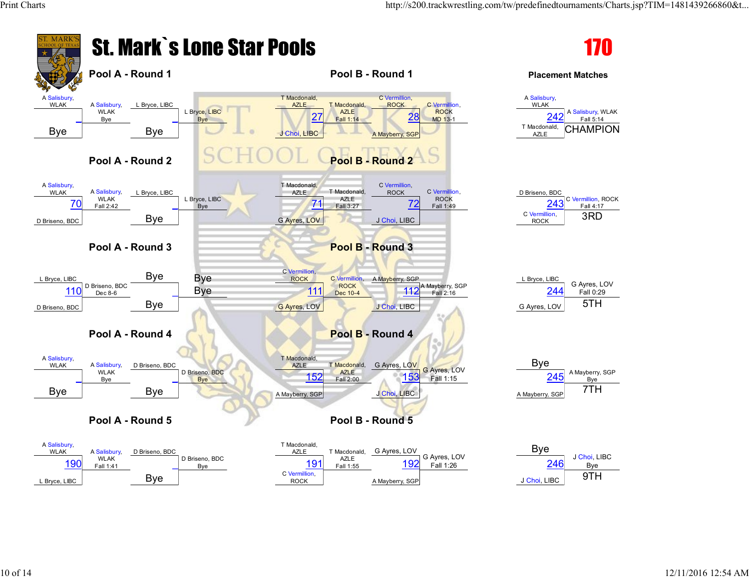# St. Mark`s Lone Star Pools

## 170

### Pool A - Round 1

| Bout | Wrestler 1 | Wrestler 2 | Winner | Result |
|---|---|---|---|---|
|  | A Salisbury, WLAK | Bye | A Salisbury, WLAK | Bye |
|  | L Bryce, LIBC | Bye | L Bryce, LIBC | Bye |

### Pool B - Round 1

| Bout | Wrestler 1 | Wrestler 2 | Winner | Result |
|---|---|---|---|---|
| 27 | T Macdonald, AZLE | J Choi, LIBC | T Macdonald, AZLE | Fall 1:14 |
| 28 | C Vermillion, ROCK | A Mayberry, SGP | C Vermillion, ROCK | MD 13-1 |

### Pool A - Round 2

| Bout | Wrestler 1 | Wrestler 2 | Winner | Result |
|---|---|---|---|---|
| 70 | A Salisbury, WLAK | D Briseno, BDC | A Salisbury, WLAK | Fall 2:42 |
|  | L Bryce, LIBC | Bye | L Bryce, LIBC | Bye |

### Pool B - Round 2

| Bout | Wrestler 1 | Wrestler 2 | Winner | Result |
|---|---|---|---|---|
| 71 | T Macdonald, AZLE | G Ayres, LOV | T Macdonald, AZLE | Fall 3:27 |
| 72 | C Vermillion, ROCK | J Choi, LIBC | C Vermillion, ROCK | Fall 1:49 |

### Pool A - Round 3

| Bout | Wrestler 1 | Wrestler 2 | Winner | Result |
|---|---|---|---|---|
| 110 | L Bryce, LIBC | D Briseno, BDC | D Briseno, BDC | Dec 8-6 |
|  | Bye | Bye | Bye | Bye |

### Pool B - Round 3

| Bout | Wrestler 1 | Wrestler 2 | Winner | Result |
|---|---|---|---|---|
| 111 | C Vermillion, ROCK | G Ayres, LOV | C Vermillion, ROCK | Dec 10-4 |
| 112 | A Mayberry, SGP | J Choi, LIBC | A Mayberry, SGP | Fall 2:16 |

### Pool A - Round 4

| Bout | Wrestler 1 | Wrestler 2 | Winner | Result |
|---|---|---|---|---|
|  | A Salisbury, WLAK | Bye | A Salisbury, WLAK | Bye |
|  | D Briseno, BDC | Bye | D Briseno, BDC | Bye |

### Pool B - Round 4

| Bout | Wrestler 1 | Wrestler 2 | Winner | Result |
|---|---|---|---|---|
| 152 | T Macdonald, AZLE | A Mayberry, SGP | T Macdonald, AZLE | Fall 2:00 |
| 153 | G Ayres, LOV | J Choi, LIBC | G Ayres, LOV | Fall 1:15 |

### Pool A - Round 5

| Bout | Wrestler 1 | Wrestler 2 | Winner | Result |
|---|---|---|---|---|
| 190 | A Salisbury, WLAK | L Bryce, LIBC | A Salisbury, WLAK | Fall 1:41 |
|  | D Briseno, BDC | Bye | D Briseno, BDC | Bye |

### Pool B - Round 5

| Bout | Wrestler 1 | Wrestler 2 | Winner | Result |
|---|---|---|---|---|
| 191 | T Macdonald, AZLE | C Vermillion, ROCK | T Macdonald, AZLE | Fall 1:55 |
| 192 | G Ayres, LOV | A Mayberry, SGP | G Ayres, LOV | Fall 1:26 |

### Placement Matches

| Bout | Wrestler 1 | Wrestler 2 | Winner | Result | Place |
|---|---|---|---|---|---|
| 242 | A Salisbury, WLAK | T Macdonald, AZLE | A Salisbury, WLAK | Fall 5:14 | CHAMPION |
| 243 | D Briseno, BDC | C Vermillion, ROCK | C Vermillion, ROCK | Fall 4:17 | 3RD |
| 244 | L Bryce, LIBC | G Ayres, LOV | G Ayres, LOV | Fall 0:29 | 5TH |
| 245 | Bye | A Mayberry, SGP | A Mayberry, SGP | Bye | 7TH |
| 246 | Bye | J Choi, LIBC | J Choi, LIBC | Bye | 9TH |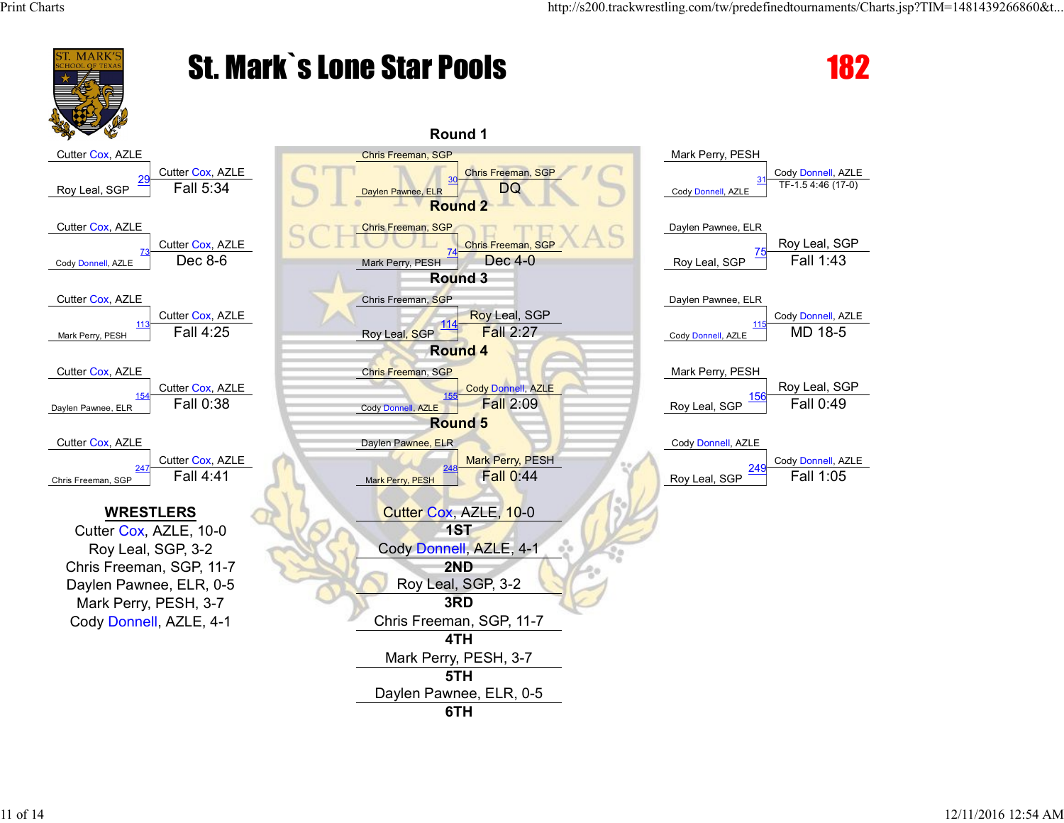# St. Mark`s Lone Star Pools

**182**

## Round 1

| Match | Wrestler 1 | Wrestler 2 | Winner | Result |
|---|---|---|---|---|
| 29 | Cutter Cox, AZLE | Roy Leal, SGP | Cutter Cox, AZLE | Fall 5:34 |
| 30 | Chris Freeman, SGP | Daylen Pawnee, ELR | Chris Freeman, SGP | DQ |
| 31 | Mark Perry, PESH | Cody Donnell, AZLE | Cody Donnell, AZLE | TF-1.5 4:46 (17-0) |

## Round 2

| Match | Wrestler 1 | Wrestler 2 | Winner | Result |
|---|---|---|---|---|
| 73 | Cutter Cox, AZLE | Cody Donnell, AZLE | Cutter Cox, AZLE | Dec 8-6 |
| 74 | Chris Freeman, SGP | Mark Perry, PESH | Chris Freeman, SGP | Dec 4-0 |
| 75 | Daylen Pawnee, ELR | Roy Leal, SGP | Roy Leal, SGP | Fall 1:43 |

## Round 3

| Match | Wrestler 1 | Wrestler 2 | Winner | Result |
|---|---|---|---|---|
| 113 | Cutter Cox, AZLE | Mark Perry, PESH | Cutter Cox, AZLE | Fall 4:25 |
| 114 | Chris Freeman, SGP | Roy Leal, SGP | Roy Leal, SGP | Fall 2:27 |
| 115 | Daylen Pawnee, ELR | Cody Donnell, AZLE | Cody Donnell, AZLE | MD 18-5 |

## Round 4

| Match | Wrestler 1 | Wrestler 2 | Winner | Result |
|---|---|---|---|---|
| 154 | Cutter Cox, AZLE | Daylen Pawnee, ELR | Cutter Cox, AZLE | Fall 0:38 |
| 155 | Chris Freeman, SGP | Cody Donnell, AZLE | Cody Donnell, AZLE | Fall 2:09 |
| 156 | Mark Perry, PESH | Roy Leal, SGP | Roy Leal, SGP | Fall 0:49 |

## Round 5

| Match | Wrestler 1 | Wrestler 2 | Winner | Result |
|---|---|---|---|---|
| 247 | Cutter Cox, AZLE | Chris Freeman, SGP | Cutter Cox, AZLE | Fall 4:41 |
| 248 | Daylen Pawnee, ELR | Mark Perry, PESH | Mark Perry, PESH | Fall 0:44 |
| 249 | Cody Donnell, AZLE | Roy Leal, SGP | Cody Donnell, AZLE | Fall 1:05 |

## WRESTLERS

- Cutter Cox, AZLE, 10-0
- Roy Leal, SGP, 3-2
- Chris Freeman, SGP, 11-7
- Daylen Pawnee, ELR, 0-5
- Mark Perry, PESH, 3-7
- Cody Donnell, AZLE, 4-1

## Placement

| Place | Wrestler |
|---|---|
| 1ST | Cutter Cox, AZLE, 10-0 |
| 2ND | Cody Donnell, AZLE, 4-1 |
| 3RD | Roy Leal, SGP, 3-2 |
| 4TH | Chris Freeman, SGP, 11-7 |
| 5TH | Mark Perry, PESH, 3-7 |
| 6TH | Daylen Pawnee, ELR, 0-5 |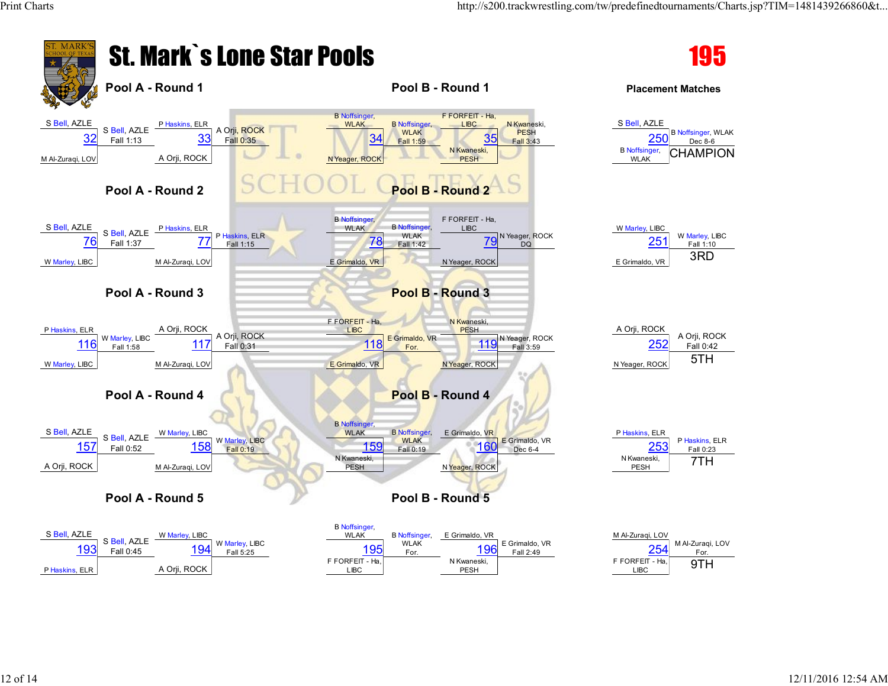# St. Mark`s Lone Star Pools

## 195

### Pool A - Round 1

| Match | Wrestler 1 | Wrestler 2 | Winner | Result |
|---|---|---|---|---|
| 32 | S Bell, AZLE | M Al-Zuraqi, LOV | S Bell, AZLE | Fall 1:13 |
| 33 | P Haskins, ELR | A Orji, ROCK | A Orji, ROCK | Fall 0:35 |

### Pool A - Round 2

| Match | Wrestler 1 | Wrestler 2 | Winner | Result |
|---|---|---|---|---|
| 76 | S Bell, AZLE | W Marley, LIBC | S Bell, AZLE | Fall 1:37 |
| 77 | P Haskins, ELR | M Al-Zuraqi, LOV | P Haskins, ELR | Fall 1:15 |

### Pool A - Round 3

| Match | Wrestler 1 | Wrestler 2 | Winner | Result |
|---|---|---|---|---|
| 116 | P Haskins, ELR | W Marley, LIBC | W Marley, LIBC | Fall 1:58 |
| 117 | A Orji, ROCK | M Al-Zuraqi, LOV | A Orji, ROCK | Fall 0:31 |

### Pool A - Round 4

| Match | Wrestler 1 | Wrestler 2 | Winner | Result |
|---|---|---|---|---|
| 157 | S Bell, AZLE | A Orji, ROCK | S Bell, AZLE | Fall 0:52 |
| 158 | W Marley, LIBC | M Al-Zuraqi, LOV | W Marley, LIBC | Fall 0:19 |

### Pool A - Round 5

| Match | Wrestler 1 | Wrestler 2 | Winner | Result |
|---|---|---|---|---|
| 193 | S Bell, AZLE | P Haskins, ELR | S Bell, AZLE | Fall 0:45 |
| 194 | W Marley, LIBC | A Orji, ROCK | W Marley, LIBC | Fall 5:25 |

### Pool B - Round 1

| Match | Wrestler 1 | Wrestler 2 | Winner | Result |
|---|---|---|---|---|
| 34 | B Noffsinger, WLAK | N Yeager, ROCK | B Noffsinger, WLAK | Fall 1:59 |
| 35 | F FORFEIT - Ha, LIBC | N Kwaneski, PESH | N Kwaneski, PESH | Fall 3:43 |

### Pool B - Round 2

| Match | Wrestler 1 | Wrestler 2 | Winner | Result |
|---|---|---|---|---|
| 78 | B Noffsinger, WLAK | E Grimaldo, VR | B Noffsinger, WLAK | Fall 1:42 |
| 79 | F FORFEIT - Ha, LIBC | N Yeager, ROCK | N Yeager, ROCK | DQ |

### Pool B - Round 3

| Match | Wrestler 1 | Wrestler 2 | Winner | Result |
|---|---|---|---|---|
| 118 | F FORFEIT - Ha, LIBC | E Grimaldo, VR | E Grimaldo, VR | For. |
| 119 | N Kwaneski, PESH | N Yeager, ROCK | N Yeager, ROCK | Fall 3:59 |

### Pool B - Round 4

| Match | Wrestler 1 | Wrestler 2 | Winner | Result |
|---|---|---|---|---|
| 159 | B Noffsinger, WLAK | N Kwaneski, PESH | B Noffsinger, WLAK | Fall 0:19 |
| 160 | E Grimaldo, VR | N Yeager, ROCK | E Grimaldo, VR | Dec 6-4 |

### Pool B - Round 5

| Match | Wrestler 1 | Wrestler 2 | Winner | Result |
|---|---|---|---|---|
| 195 | B Noffsinger, WLAK | F FORFEIT - Ha, LIBC | B Noffsinger, WLAK | For. |
| 196 | E Grimaldo, VR | N Kwaneski, PESH | E Grimaldo, VR | Fall 2:49 |

### Placement Matches

| Match | Wrestler 1 | Wrestler 2 | Winner | Result | Place |
|---|---|---|---|---|---|
| 250 | S Bell, AZLE | B Noffsinger, WLAK | B Noffsinger, WLAK | Dec 8-6 | CHAMPION |
| 251 | W Marley, LIBC | E Grimaldo, VR | W Marley, LIBC | Fall 1:10 | 3RD |
| 252 | A Orji, ROCK | N Yeager, ROCK | A Orji, ROCK | Fall 0:42 | 5TH |
| 253 | P Haskins, ELR | N Kwaneski, PESH | P Haskins, ELR | Fall 0:23 | 7TH |
| 254 | M Al-Zuraqi, LOV | F FORFEIT - Ha, LIBC | M Al-Zuraqi, LOV | For. | 9TH |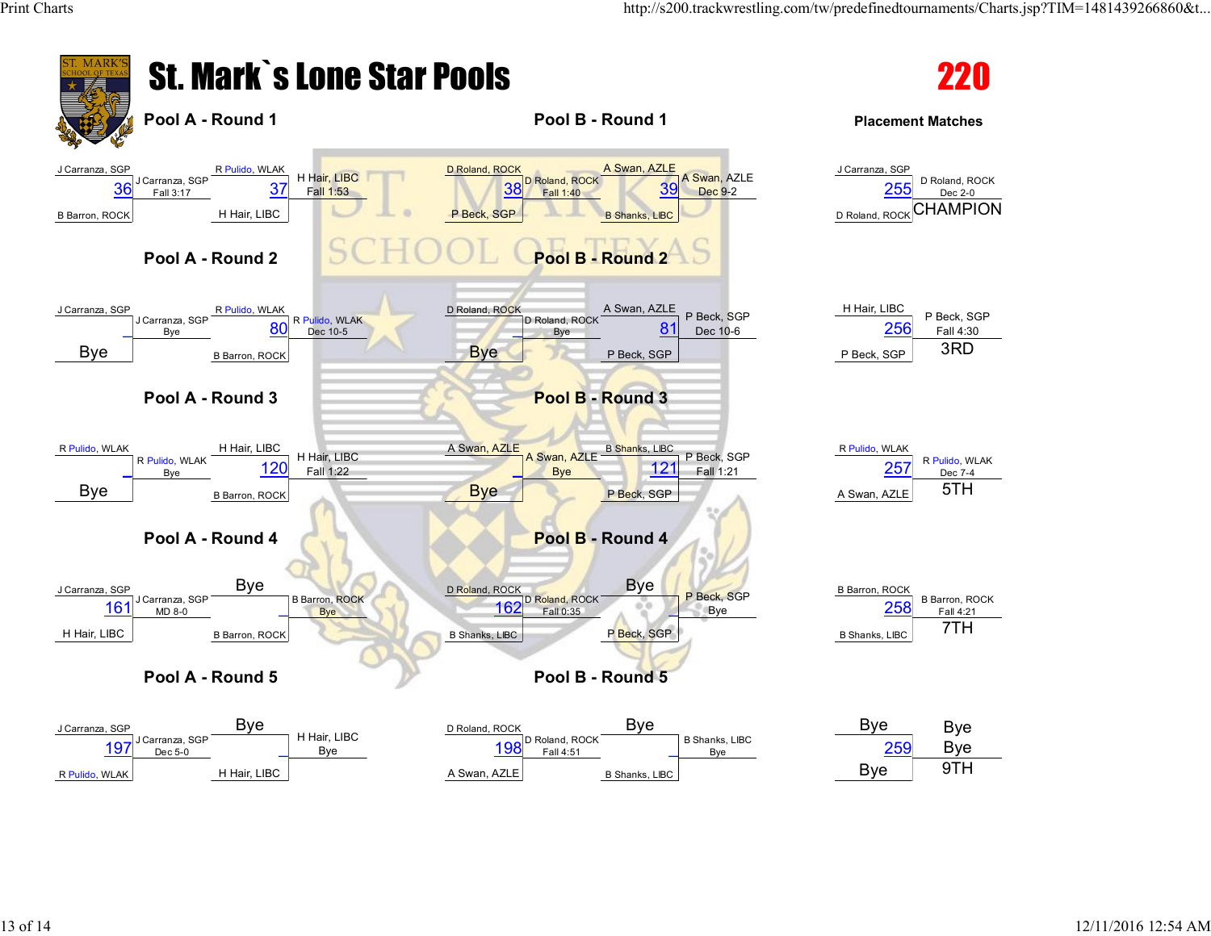# St. Mark`s Lone Star Pools

## 220

### Pool A - Round 1

| Top | Bout | Bottom | Winner | Result |
|---|---|---|---|---|
| J Carranza, SGP | 36 | B Barron, ROCK | J Carranza, SGP | Fall 3:17 |
| R Pulido, WLAK | 37 | H Hair, LIBC | H Hair, LIBC | Fall 1:53 |

### Pool A - Round 2

| Top | Bout | Bottom | Winner | Result |
|---|---|---|---|---|
| J Carranza, SGP | | Bye | J Carranza, SGP | Bye |
| R Pulido, WLAK | 80 | B Barron, ROCK | R Pulido, WLAK | Dec 10-5 |

### Pool A - Round 3

| Top | Bout | Bottom | Winner | Result |
|---|---|---|---|---|
| R Pulido, WLAK | | Bye | R Pulido, WLAK | Bye |
| H Hair, LIBC | 120 | B Barron, ROCK | H Hair, LIBC | Fall 1:22 |

### Pool A - Round 4

| Top | Bout | Bottom | Winner | Result |
|---|---|---|---|---|
| J Carranza, SGP | 161 | H Hair, LIBC | J Carranza, SGP | MD 8-0 |
| Bye | | B Barron, ROCK | B Barron, ROCK | Bye |

### Pool A - Round 5

| Top | Bout | Bottom | Winner | Result |
|---|---|---|---|---|
| J Carranza, SGP | 197 | R Pulido, WLAK | J Carranza, SGP | Dec 5-0 |
| Bye | | H Hair, LIBC | H Hair, LIBC | Bye |

### Pool B - Round 1

| Top | Bout | Bottom | Winner | Result |
|---|---|---|---|---|
| D Roland, ROCK | 38 | P Beck, SGP | D Roland, ROCK | Fall 1:40 |
| A Swan, AZLE | 39 | B Shanks, LIBC | A Swan, AZLE | Dec 9-2 |

### Pool B - Round 2

| Top | Bout | Bottom | Winner | Result |
|---|---|---|---|---|
| D Roland, ROCK | | Bye | D Roland, ROCK | Bye |
| A Swan, AZLE | 81 | P Beck, SGP | P Beck, SGP | Dec 10-6 |

### Pool B - Round 3

| Top | Bout | Bottom | Winner | Result |
|---|---|---|---|---|
| A Swan, AZLE | | Bye | A Swan, AZLE | Bye |
| B Shanks, LIBC | 121 | P Beck, SGP | P Beck, SGP | Fall 1:21 |

### Pool B - Round 4

| Top | Bout | Bottom | Winner | Result |
|---|---|---|---|---|
| D Roland, ROCK | 162 | B Shanks, LIBC | D Roland, ROCK | Fall 0:35 |
| Bye | | P Beck, SGP | P Beck, SGP | Bye |

### Pool B - Round 5

| Top | Bout | Bottom | Winner | Result |
|---|---|---|---|---|
| D Roland, ROCK | 198 | A Swan, AZLE | D Roland, ROCK | Fall 4:51 |
| Bye | | B Shanks, LIBC | B Shanks, LIBC | Bye |

### Placement Matches

| Top | Bout | Bottom | Winner | Result | Place |
|---|---|---|---|---|---|
| J Carranza, SGP | 255 | D Roland, ROCK | D Roland, ROCK | Dec 2-0 | CHAMPION |
| H Hair, LIBC | 256 | P Beck, SGP | P Beck, SGP | Fall 4:30 | 3RD |
| R Pulido, WLAK | 257 | A Swan, AZLE | R Pulido, WLAK | Dec 7-4 | 5TH |
| B Barron, ROCK | 258 | B Shanks, LIBC | B Barron, ROCK | Fall 4:21 | 7TH |
| Bye | 259 | Bye | Bye | Bye | 9TH |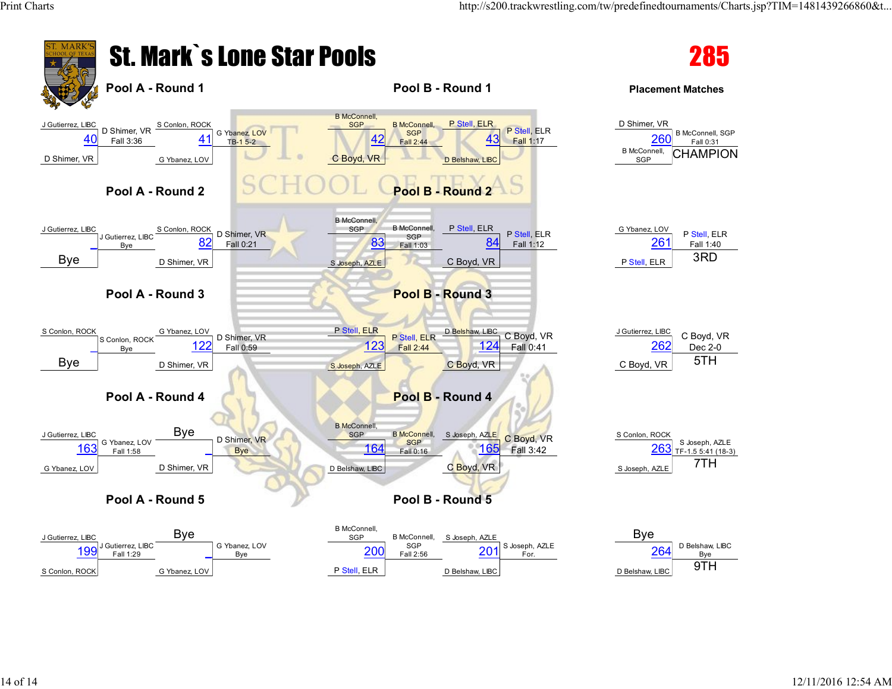# St. Mark`s Lone Star Pools

285

## Pool A - Round 1

J Gutierrez, LIBC
40
D Shimer, VR
D Shimer, VR Fall 3:36

S Conlon, ROCK
41
G Ybanez, LOV
G Ybanez, LOV TB-1 5-2

## Pool A - Round 2

J Gutierrez, LIBC
Bye
J Gutierrez, LIBC Bye

S Conlon, ROCK
82
D Shimer, VR
D Shimer, VR Fall 0:21

## Pool A - Round 3

S Conlon, ROCK
Bye
S Conlon, ROCK Bye

G Ybanez, LOV
122
D Shimer, VR
D Shimer, VR Fall 0:59

## Pool A - Round 4

J Gutierrez, LIBC
163
G Ybanez, LOV
G Ybanez, LOV Fall 1:58

Bye
D Shimer, VR
D Shimer, VR Bye

## Pool A - Round 5

J Gutierrez, LIBC
199
S Conlon, ROCK
J Gutierrez, LIBC Fall 1:29

Bye
G Ybanez, LOV
G Ybanez, LOV Bye

## Pool B - Round 1

B McConnell, SGP
42
C Boyd, VR
B McConnell, SGP Fall 2:44

P Stell, ELR
43
D Belshaw, LIBC
P Stell, ELR Fall 1:17

## Pool B - Round 2

B McConnell, SGP
83
S Joseph, AZLE
B McConnell, SGP Fall 1:03

P Stell, ELR
84
C Boyd, VR
P Stell, ELR Fall 1:12

## Pool B - Round 3

P Stell, ELR
123
S Joseph, AZLE
P Stell, ELR Fall 2:44

D Belshaw, LIBC
124
C Boyd, VR
C Boyd, VR Fall 0:41

## Pool B - Round 4

B McConnell, SGP
164
D Belshaw, LIBC
B McConnell, SGP Fall 0:16

S Joseph, AZLE
165
C Boyd, VR
C Boyd, VR Fall 3:42

## Pool B - Round 5

B McConnell, SGP
200
P Stell, ELR
B McConnell, SGP Fall 2:56

S Joseph, AZLE
201
D Belshaw, LIBC
S Joseph, AZLE For.

## Placement Matches

D Shimer, VR
260
B McConnell, SGP
B McConnell, SGP Fall 0:31
CHAMPION

G Ybanez, LOV
261
P Stell, ELR
P Stell, ELR Fall 1:40
3RD

J Gutierrez, LIBC
262
C Boyd, VR
C Boyd, VR Dec 2-0
5TH

S Conlon, ROCK
263
S Joseph, AZLE
S Joseph, AZLE TF-1.5 5:41 (18-3)
7TH

Bye
264
D Belshaw, LIBC
D Belshaw, LIBC Bye
9TH